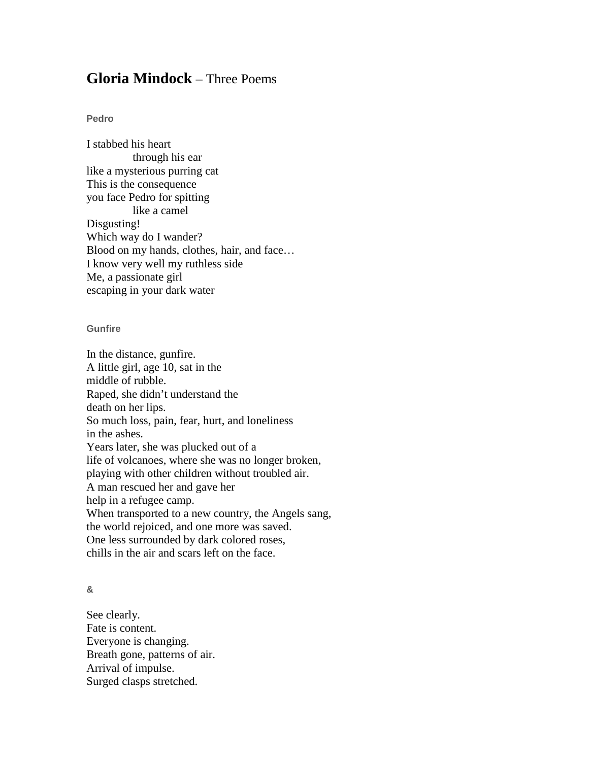# **Gloria Mindock** – Three Poems

### Pedro

I stabbed his heart  
&nbsp;&nbsp;&nbsp;&nbsp;&nbsp;&nbsp;&nbsp;&nbsp;&nbsp;&nbsp;&nbsp;&nbsp;through his ear  
like a mysterious purring cat  
This is the consequence  
you face Pedro for spitting  
&nbsp;&nbsp;&nbsp;&nbsp;&nbsp;&nbsp;&nbsp;&nbsp;&nbsp;&nbsp;&nbsp;&nbsp;like a camel  
Disgusting!  
Which way do I wander?  
Blood on my hands, clothes, hair, and face…  
I know very well my ruthless side  
Me, a passionate girl  
escaping in your dark water

### Gunfire

In the distance, gunfire.  
A little girl, age 10, sat in the  
middle of rubble.  
Raped, she didn't understand the  
death on her lips.  
So much loss, pain, fear, hurt, and loneliness  
in the ashes.  
Years later, she was plucked out of a  
life of volcanoes, where she was no longer broken,  
playing with other children without troubled air.  
A man rescued her and gave her  
help in a refugee camp.  
When transported to a new country, the Angels sang,  
the world rejoiced, and one more was saved.  
One less surrounded by dark colored roses,  
chills in the air and scars left on the face.

### &

See clearly.  
Fate is content.  
Everyone is changing.  
Breath gone, patterns of air.  
Arrival of impulse.  
Surged clasps stretched.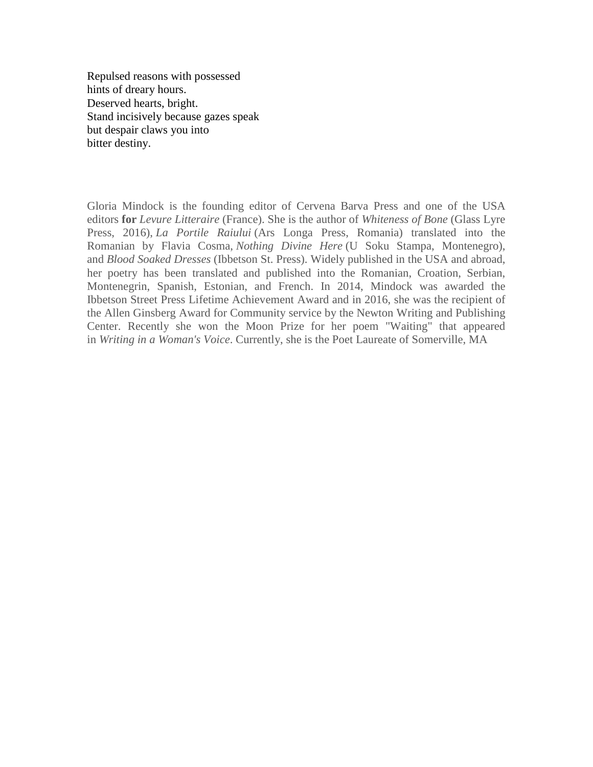Repulsed reasons with possessed  
hints of dreary hours.  
Deserved hearts, bright.  
Stand incisively because gazes speak  
but despair claws you into  
bitter destiny.

Gloria Mindock is the founding editor of Cervena Barva Press and one of the USA editors **for** *Levure Litteraire* (France). She is the author of *Whiteness of Bone* (Glass Lyre Press, 2016), *La Portile Raiului* (Ars Longa Press, Romania) translated into the Romanian by Flavia Cosma, *Nothing Divine Here* (U Soku Stampa, Montenegro), and *Blood Soaked Dresses* (Ibbetson St. Press). Widely published in the USA and abroad, her poetry has been translated and published into the Romanian, Croation, Serbian, Montenegrin, Spanish, Estonian, and French. In 2014, Mindock was awarded the Ibbetson Street Press Lifetime Achievement Award and in 2016, she was the recipient of the Allen Ginsberg Award for Community service by the Newton Writing and Publishing Center. Recently she won the Moon Prize for her poem "Waiting" that appeared in *Writing in a Woman's Voice*. Currently, she is the Poet Laureate of Somerville, MA